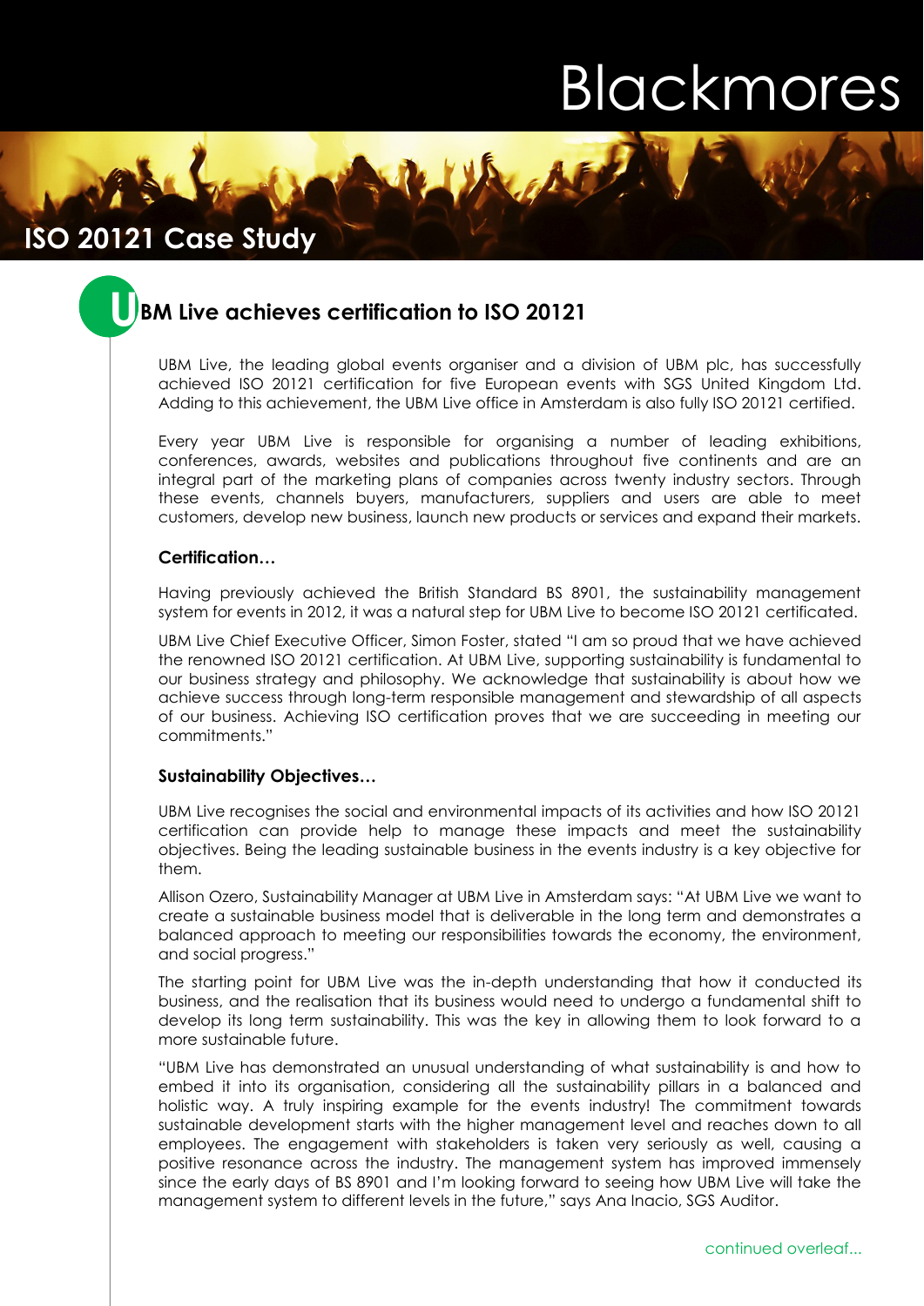Blackmores

# ISO 20121 Case Study

## UBM Live achieves certification to ISO 20121

UBM Live, the leading global events organiser and a division of UBM plc, has successfully achieved ISO 20121 certification for five European events with SGS United Kingdom Ltd. Adding to this achievement, the UBM Live office in Amsterdam is also fully ISO 20121 certified.

Every year UBM Live is responsible for organising a number of leading exhibitions, conferences, awards, websites and publications throughout five continents and are an integral part of the marketing plans of companies across twenty industry sectors. Through these events, channels buyers, manufacturers, suppliers and users are able to meet customers, develop new business, launch new products or services and expand their markets.

### Certification…

Having previously achieved the British Standard BS 8901, the sustainability management system for events in 2012, it was a natural step for UBM Live to become ISO 20121 certificated.

UBM Live Chief Executive Officer, Simon Foster, stated "I am so proud that we have achieved the renowned ISO 20121 certification. At UBM Live, supporting sustainability is fundamental to our business strategy and philosophy. We acknowledge that sustainability is about how we achieve success through long-term responsible management and stewardship of all aspects of our business. Achieving ISO certification proves that we are succeeding in meeting our commitments."

### Sustainability Objectives…

UBM Live recognises the social and environmental impacts of its activities and how ISO 20121 certification can provide help to manage these impacts and meet the sustainability objectives. Being the leading sustainable business in the events industry is a key objective for them.

Allison Ozero, Sustainability Manager at UBM Live in Amsterdam says: "At UBM Live we want to create a sustainable business model that is deliverable in the long term and demonstrates a balanced approach to meeting our responsibilities towards the economy, the environment, and social progress."

The starting point for UBM Live was the in-depth understanding that how it conducted its business, and the realisation that its business would need to undergo a fundamental shift to develop its long term sustainability. This was the key in allowing them to look forward to a more sustainable future.

"UBM Live has demonstrated an unusual understanding of what sustainability is and how to embed it into its organisation, considering all the sustainability pillars in a balanced and holistic way. A truly inspiring example for the events industry! The commitment towards sustainable development starts with the higher management level and reaches down to all employees. The engagement with stakeholders is taken very seriously as well, causing a positive resonance across the industry. The management system has improved immensely since the early days of BS 8901 and I'm looking forward to seeing how UBM Live will take the management system to different levels in the future," says Ana Inacio, SGS Auditor.

continued overleaf...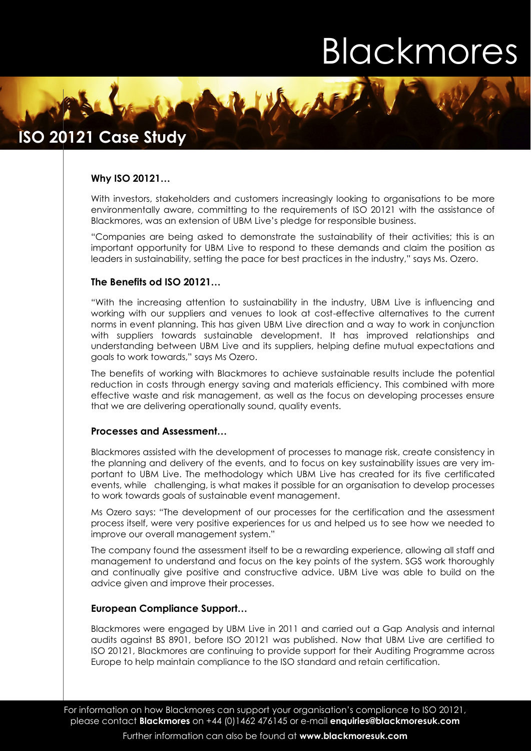# Blackmores

## ISO 20121 Case Study

### Why ISO 20121…

With investors, stakeholders and customers increasingly looking to organisations to be more environmentally aware, committing to the requirements of ISO 20121 with the assistance of Blackmores, was an extension of UBM Live's pledge for responsible business.

"Companies are being asked to demonstrate the sustainability of their activities; this is an important opportunity for UBM Live to respond to these demands and claim the position as leaders in sustainability, setting the pace for best practices in the industry," says Ms. Ozero.

### The Benefits od ISO 20121…

"With the increasing attention to sustainability in the industry, UBM Live is influencing and working with our suppliers and venues to look at cost-effective alternatives to the current norms in event planning. This has given UBM Live direction and a way to work in conjunction with suppliers towards sustainable development. It has improved relationships and understanding between UBM Live and its suppliers, helping define mutual expectations and goals to work towards," says Ms Ozero.

The benefits of working with Blackmores to achieve sustainable results include the potential reduction in costs through energy saving and materials efficiency. This combined with more effective waste and risk management, as well as the focus on developing processes ensure that we are delivering operationally sound, quality events.

### Processes and Assessment…

Blackmores assisted with the development of processes to manage risk, create consistency in the planning and delivery of the events, and to focus on key sustainability issues are very important to UBM Live. The methodology which UBM Live has created for its five certificated events, while challenging, is what makes it possible for an organisation to develop processes to work towards goals of sustainable event management.

Ms Ozero says: "The development of our processes for the certification and the assessment process itself, were very positive experiences for us and helped us to see how we needed to improve our overall management system."

The company found the assessment itself to be a rewarding experience, allowing all staff and management to understand and focus on the key points of the system. SGS work thoroughly and continually give positive and constructive advice. UBM Live was able to build on the advice given and improve their processes.

### European Compliance Support…

Blackmores were engaged by UBM Live in 2011 and carried out a Gap Analysis and internal audits against BS 8901, before ISO 20121 was published. Now that UBM Live are certified to ISO 20121, Blackmores are continuing to provide support for their Auditing Programme across Europe to help maintain compliance to the ISO standard and retain certification.

For information on how Blackmores can support your organisation's compliance to ISO 20121, please contact **Blackmores** on +44 (0)1462 476145 or e-mail **enquiries@blackmoresuk.com**

Further information can also be found at **www.blackmoresuk.com**